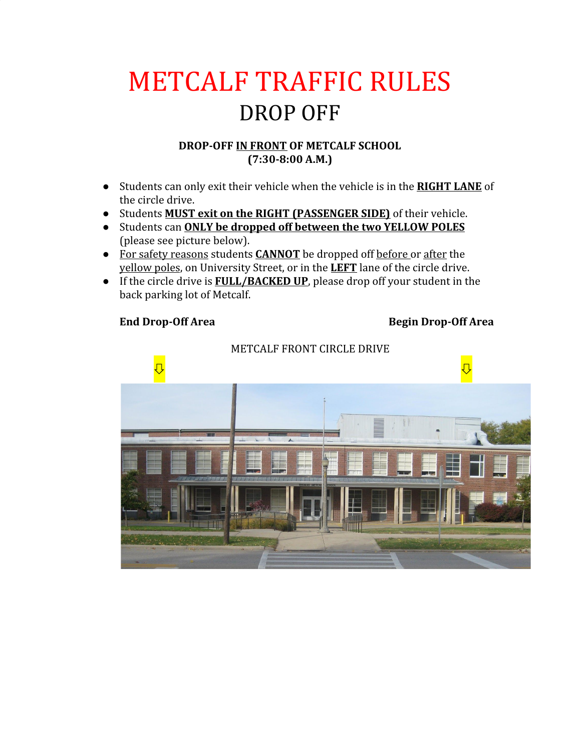# METCALF TRAFFIC RULES

## DROP OFF

**DROP-OFF <u>IN FRONT</u> OF METCALF SCHOOL**
**(7:30-8:00 A.M.)**

- Students can only exit their vehicle when the vehicle is in the **<u>RIGHT LANE</u>** of the circle drive.
- Students **<u>MUST exit on the RIGHT (PASSENGER SIDE)</u>** of their vehicle.
- Students can **<u>ONLY be dropped off between the two YELLOW POLES</u>** (please see picture below).
- <u>For safety reasons</u> students **<u>CANNOT</u>** be dropped off <u>before</u> or <u>after</u> the <u>yellow poles</u>, on University Street, or in the **<u>LEFT</u>** lane of the circle drive.
- If the circle drive is **<u>FULL/BACKED UP</u>**, please drop off your student in the back parking lot of Metcalf.

**End Drop-Off Area** **Begin Drop-Off Area**

METCALF FRONT CIRCLE DRIVE

⇩ ⇩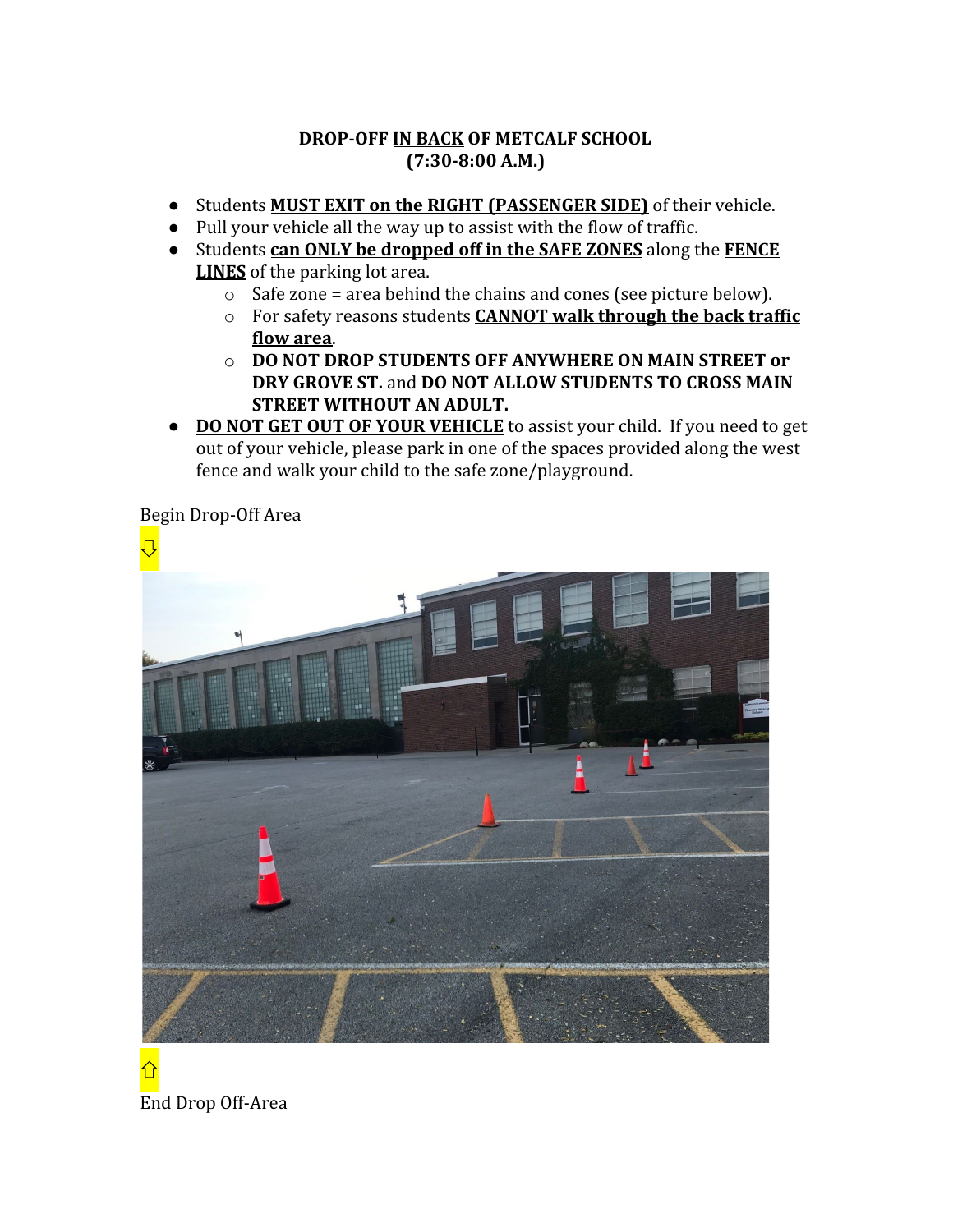**DROP-OFF <u>IN BACK</u> OF METCALF SCHOOL**
**(7:30-8:00 A.M.)**

- Students **<u>MUST EXIT on the RIGHT (PASSENGER SIDE)</u>** of their vehicle.
- Pull your vehicle all the way up to assist with the flow of traffic.
- Students **<u>can ONLY be dropped off in the SAFE ZONES</u>** along the **<u>FENCE LINES</u>** of the parking lot area.
  - Safe zone = area behind the chains and cones (see picture below).
  - For safety reasons students **<u>CANNOT walk through the back traffic flow area</u>**.
  - **DO NOT DROP STUDENTS OFF ANYWHERE ON MAIN STREET or DRY GROVE ST.** and **DO NOT ALLOW STUDENTS TO CROSS MAIN STREET WITHOUT AN ADULT.**
- **<u>DO NOT GET OUT OF YOUR VEHICLE</u>** to assist your child. If you need to get out of your vehicle, please park in one of the spaces provided along the west fence and walk your child to the safe zone/playground.

Begin Drop-Off Area

⇩

⇧

End Drop Off-Area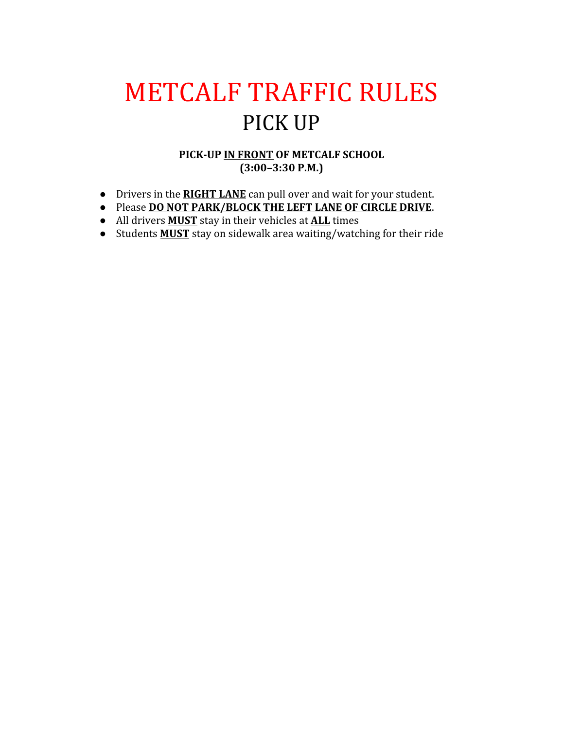# METCALF TRAFFIC RULES

## PICK UP

**PICK-UP <u>IN FRONT</u> OF METCALF SCHOOL**
**(3:00–3:30 P.M.)**

- Drivers in the **<u>RIGHT LANE</u>** can pull over and wait for your student.
- Please **<u>DO NOT PARK/BLOCK THE LEFT LANE OF CIRCLE DRIVE</u>**.
- All drivers **<u>MUST</u>** stay in their vehicles at **<u>ALL</u>** times
- Students **<u>MUST</u>** stay on sidewalk area waiting/watching for their ride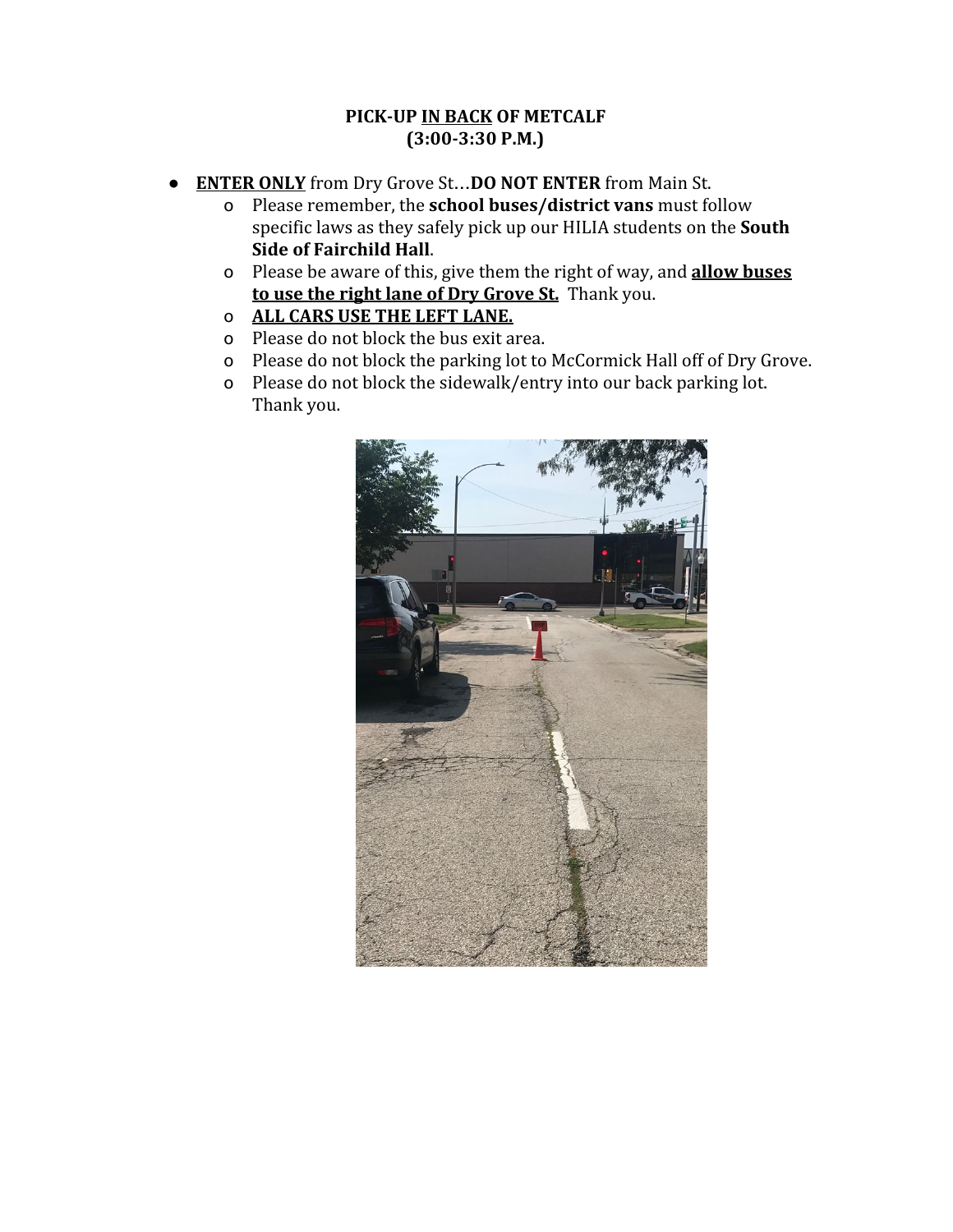**PICK-UP <u>IN BACK</u> OF METCALF**
**(3:00-3:30 P.M.)**

- **<u>ENTER ONLY</u>** from Dry Grove St…**DO NOT ENTER** from Main St.
  - Please remember, the **school buses/district vans** must follow specific laws as they safely pick up our HILIA students on the **South Side of Fairchild Hall**.
  - Please be aware of this, give them the right of way, and **<u>allow buses to use the right lane of Dry Grove St.</u>** Thank you.
  - **<u>ALL CARS USE THE LEFT LANE.</u>**
  - Please do not block the bus exit area.
  - Please do not block the parking lot to McCormick Hall off of Dry Grove.
  - Please do not block the sidewalk/entry into our back parking lot. Thank you.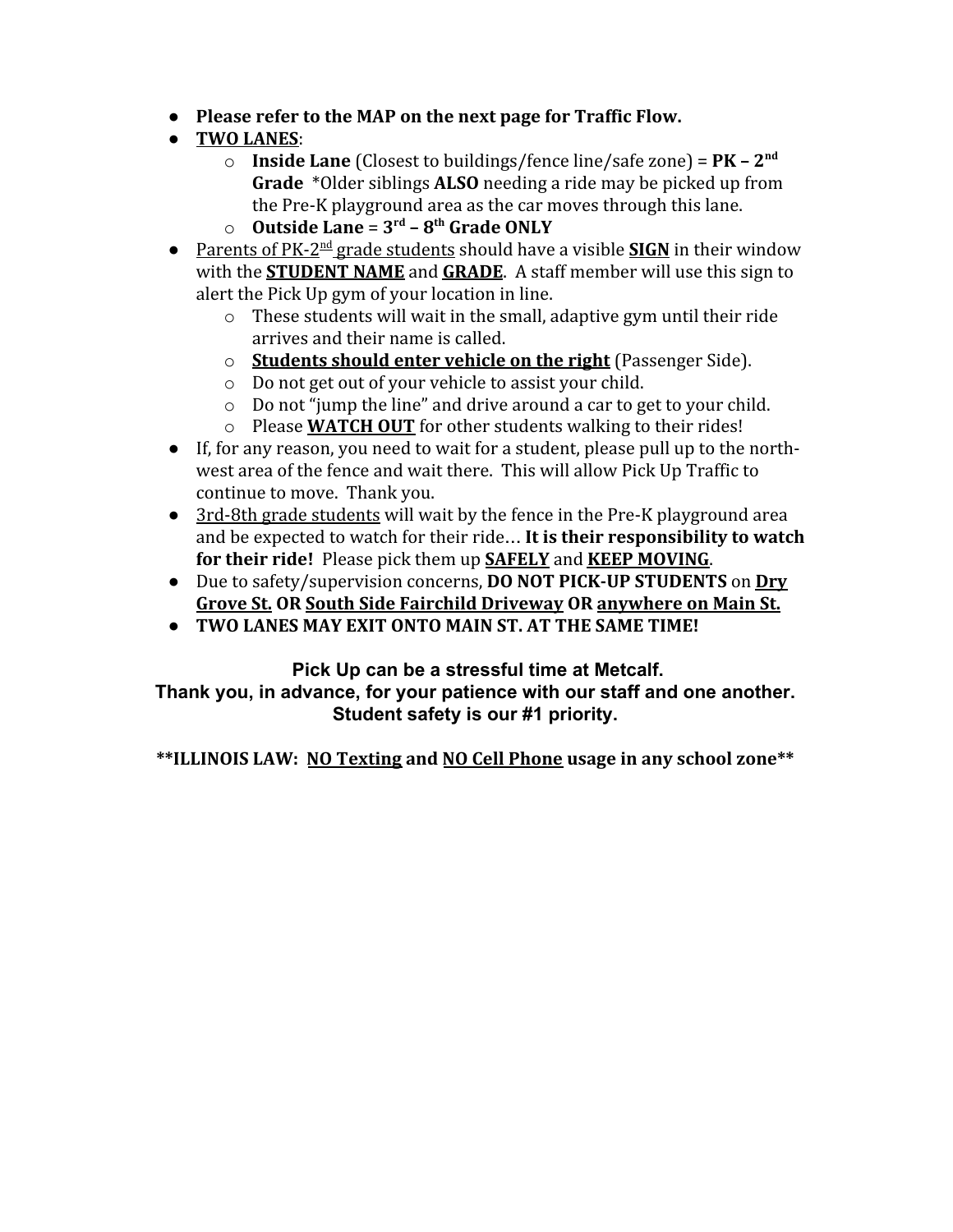- **Please refer to the MAP on the next page for Traffic Flow.**
- **<u>TWO LANES</u>**:
  - **Inside Lane** (Closest to buildings/fence line/safe zone) = **PK – 2nd Grade** *Older siblings **ALSO** needing a ride may be picked up from the Pre-K playground area as the car moves through this lane.
  - **Outside Lane** = **3rd – 8th Grade ONLY**
- <u>Parents of PK-2nd grade students</u> should have a visible **<u>SIGN</u>** in their window with the **<u>STUDENT NAME</u>** and **<u>GRADE</u>**. A staff member will use this sign to alert the Pick Up gym of your location in line.
  - These students will wait in the small, adaptive gym until their ride arrives and their name is called.
  - **<u>Students should enter vehicle on the right</u>** (Passenger Side).
  - Do not get out of your vehicle to assist your child.
  - Do not "jump the line" and drive around a car to get to your child.
  - Please **<u>WATCH OUT</u>** for other students walking to their rides!
- If, for any reason, you need to wait for a student, please pull up to the north-west area of the fence and wait there. This will allow Pick Up Traffic to continue to move. Thank you.
- <u>3rd-8th grade students</u> will wait by the fence in the Pre-K playground area and be expected to watch for their ride… **It is their responsibility to watch for their ride!** Please pick them up **<u>SAFELY</u>** and **<u>KEEP MOVING</u>**.
- Due to safety/supervision concerns, **DO NOT PICK-UP STUDENTS** on **<u>Dry Grove St.</u> OR <u>South Side Fairchild Driveway</u> OR <u>anywhere on Main St.</u>**
- **TWO LANES MAY EXIT ONTO MAIN ST. AT THE SAME TIME!**

**Pick Up can be a stressful time at Metcalf.**
**Thank you, in advance, for your patience with our staff and one another.**
**Student safety is our #1 priority.**

**\*\*ILLINOIS LAW: <u>NO Texting</u> and <u>NO Cell Phone</u> usage in any school zone\*\***